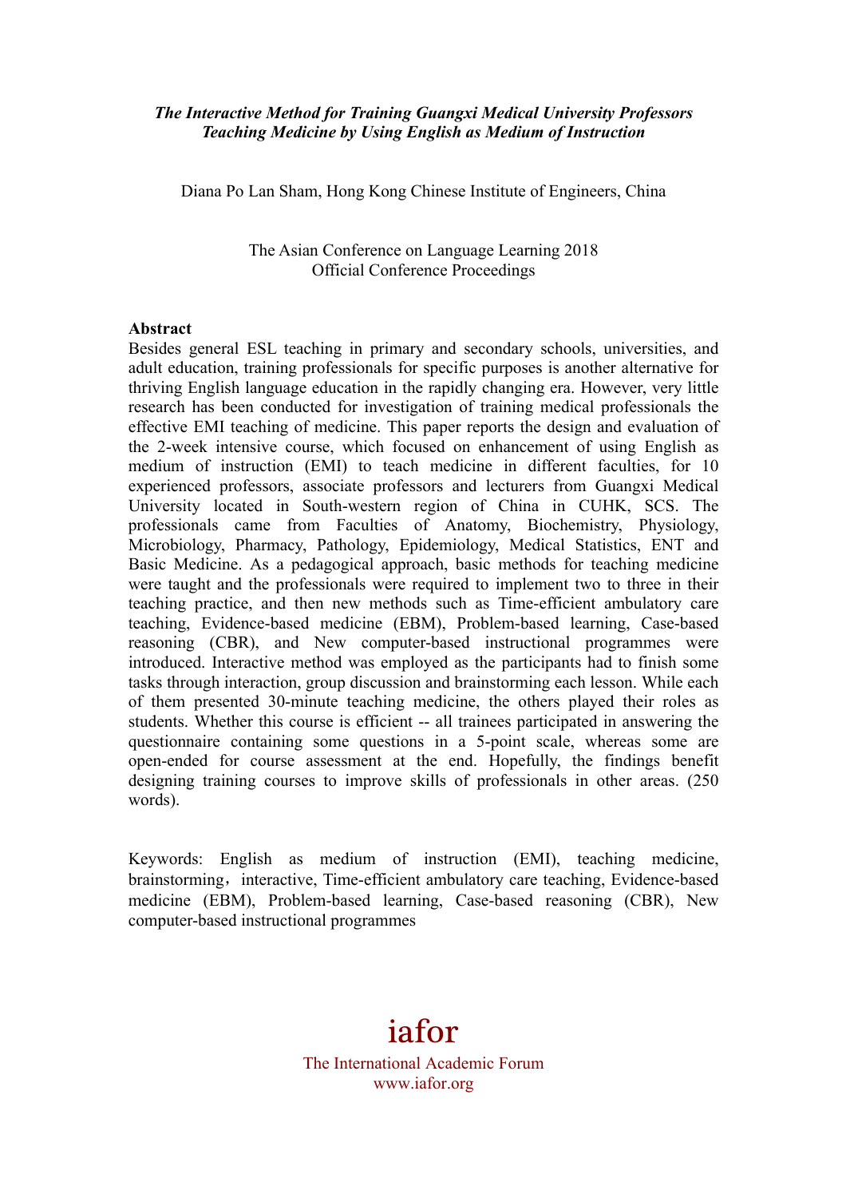***The Interactive Method for Training Guangxi Medical University Professors Teaching Medicine by Using English as Medium of Instruction***

Diana Po Lan Sham, Hong Kong Chinese Institute of Engineers, China

The Asian Conference on Language Learning 2018
Official Conference Proceedings

**Abstract**

Besides general ESL teaching in primary and secondary schools, universities, and adult education, training professionals for specific purposes is another alternative for thriving English language education in the rapidly changing era. However, very little research has been conducted for investigation of training medical professionals the effective EMI teaching of medicine. This paper reports the design and evaluation of the 2-week intensive course, which focused on enhancement of using English as medium of instruction (EMI) to teach medicine in different faculties, for 10 experienced professors, associate professors and lecturers from Guangxi Medical University located in South-western region of China in CUHK, SCS. The professionals came from Faculties of Anatomy, Biochemistry, Physiology, Microbiology, Pharmacy, Pathology, Epidemiology, Medical Statistics, ENT and Basic Medicine. As a pedagogical approach, basic methods for teaching medicine were taught and the professionals were required to implement two to three in their teaching practice, and then new methods such as Time-efficient ambulatory care teaching, Evidence-based medicine (EBM), Problem-based learning, Case-based reasoning (CBR), and New computer-based instructional programmes were introduced. Interactive method was employed as the participants had to finish some tasks through interaction, group discussion and brainstorming each lesson. While each of them presented 30-minute teaching medicine, the others played their roles as students. Whether this course is efficient -- all trainees participated in answering the questionnaire containing some questions in a 5-point scale, whereas some are open-ended for course assessment at the end. Hopefully, the findings benefit designing training courses to improve skills of professionals in other areas. (250 words).

Keywords: English as medium of instruction (EMI), teaching medicine, brainstorming，interactive, Time-efficient ambulatory care teaching, Evidence-based medicine (EBM), Problem-based learning, Case-based reasoning (CBR), New computer-based instructional programmes

iafor
The International Academic Forum
www.iafor.org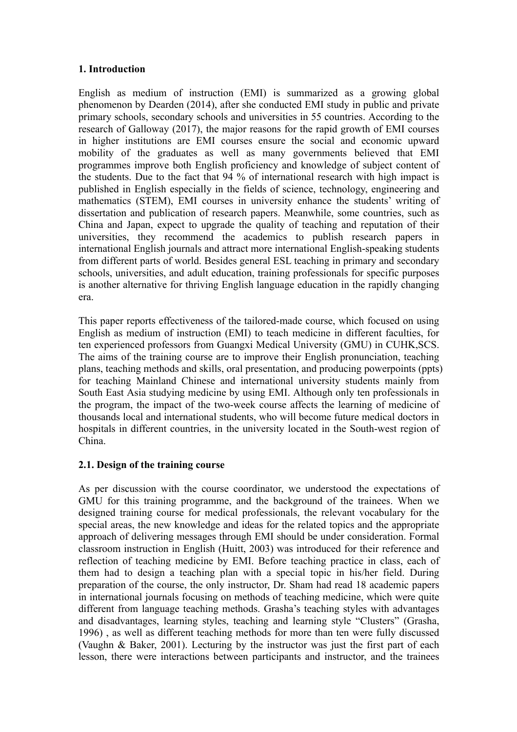**1. Introduction**

English as medium of instruction (EMI) is summarized as a growing global phenomenon by Dearden (2014), after she conducted EMI study in public and private primary schools, secondary schools and universities in 55 countries. According to the research of Galloway (2017), the major reasons for the rapid growth of EMI courses in higher institutions are EMI courses ensure the social and economic upward mobility of the graduates as well as many governments believed that EMI programmes improve both English proficiency and knowledge of subject content of the students. Due to the fact that 94 % of international research with high impact is published in English especially in the fields of science, technology, engineering and mathematics (STEM), EMI courses in university enhance the students' writing of dissertation and publication of research papers. Meanwhile, some countries, such as China and Japan, expect to upgrade the quality of teaching and reputation of their universities, they recommend the academics to publish research papers in international English journals and attract more international English-speaking students from different parts of world. Besides general ESL teaching in primary and secondary schools, universities, and adult education, training professionals for specific purposes is another alternative for thriving English language education in the rapidly changing era.

This paper reports effectiveness of the tailored-made course, which focused on using English as medium of instruction (EMI) to teach medicine in different faculties, for ten experienced professors from Guangxi Medical University (GMU) in CUHK,SCS. The aims of the training course are to improve their English pronunciation, teaching plans, teaching methods and skills, oral presentation, and producing powerpoints (ppts) for teaching Mainland Chinese and international university students mainly from South East Asia studying medicine by using EMI. Although only ten professionals in the program, the impact of the two-week course affects the learning of medicine of thousands local and international students, who will become future medical doctors in hospitals in different countries, in the university located in the South-west region of China.

**2.1. Design of the training course**

As per discussion with the course coordinator, we understood the expectations of GMU for this training programme, and the background of the trainees. When we designed training course for medical professionals, the relevant vocabulary for the special areas, the new knowledge and ideas for the related topics and the appropriate approach of delivering messages through EMI should be under consideration. Formal classroom instruction in English (Huitt, 2003) was introduced for their reference and reflection of teaching medicine by EMI. Before teaching practice in class, each of them had to design a teaching plan with a special topic in his/her field. During preparation of the course, the only instructor, Dr. Sham had read 18 academic papers in international journals focusing on methods of teaching medicine, which were quite different from language teaching methods. Grasha's teaching styles with advantages and disadvantages, learning styles, teaching and learning style "Clusters" (Grasha, 1996) , as well as different teaching methods for more than ten were fully discussed (Vaughn & Baker, 2001). Lecturing by the instructor was just the first part of each lesson, there were interactions between participants and instructor, and the trainees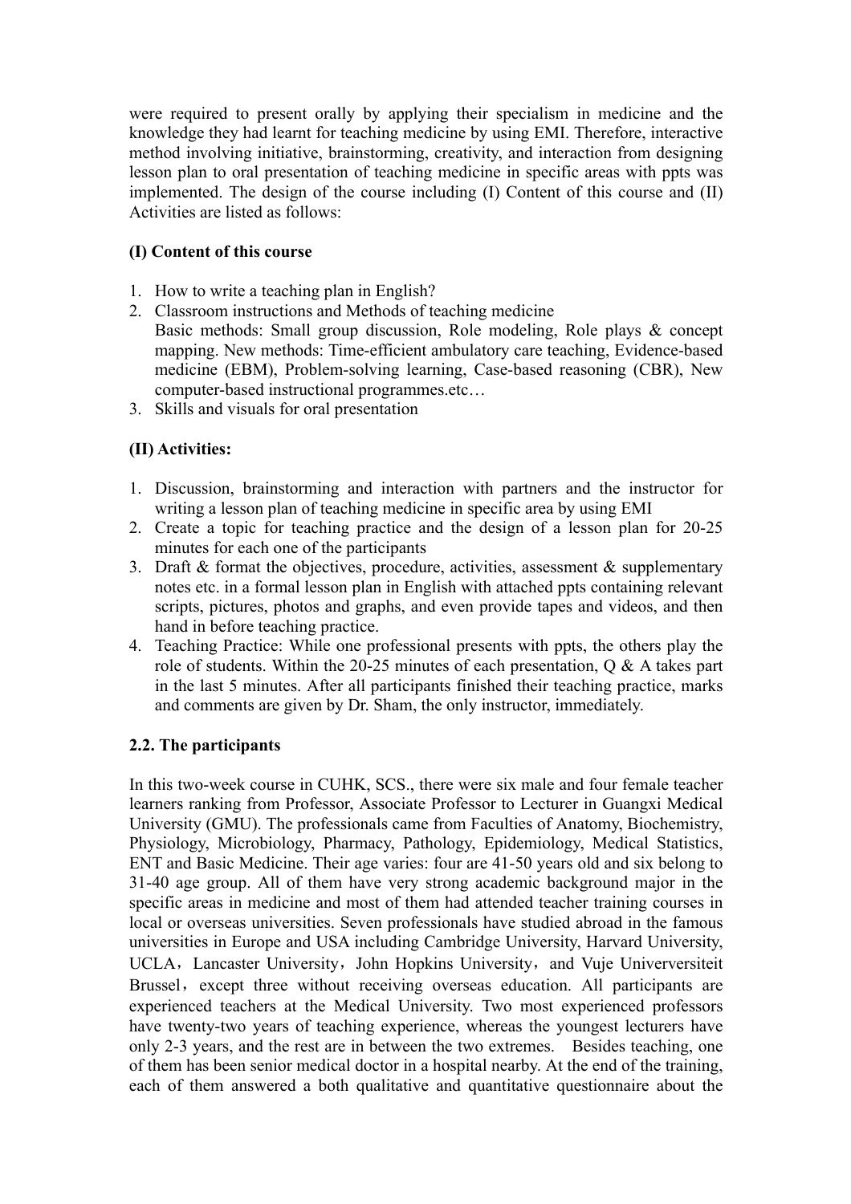were required to present orally by applying their specialism in medicine and the knowledge they had learnt for teaching medicine by using EMI. Therefore, interactive method involving initiative, brainstorming, creativity, and interaction from designing lesson plan to oral presentation of teaching medicine in specific areas with ppts was implemented. The design of the course including (I) Content of this course and (II) Activities are listed as follows:

**(I) Content of this course**

1. How to write a teaching plan in English?
2. Classroom instructions and Methods of teaching medicine
   Basic methods: Small group discussion, Role modeling, Role plays & concept mapping. New methods: Time-efficient ambulatory care teaching, Evidence-based medicine (EBM), Problem-solving learning, Case-based reasoning (CBR), New computer-based instructional programmes.etc…
3. Skills and visuals for oral presentation

**(II) Activities:**

1. Discussion, brainstorming and interaction with partners and the instructor for writing a lesson plan of teaching medicine in specific area by using EMI
2. Create a topic for teaching practice and the design of a lesson plan for 20-25 minutes for each one of the participants
3. Draft & format the objectives, procedure, activities, assessment & supplementary notes etc. in a formal lesson plan in English with attached ppts containing relevant scripts, pictures, photos and graphs, and even provide tapes and videos, and then hand in before teaching practice.
4. Teaching Practice: While one professional presents with ppts, the others play the role of students. Within the 20-25 minutes of each presentation, Q & A takes part in the last 5 minutes. After all participants finished their teaching practice, marks and comments are given by Dr. Sham, the only instructor, immediately.

## 2.2. The participants

In this two-week course in CUHK, SCS., there were six male and four female teacher learners ranking from Professor, Associate Professor to Lecturer in Guangxi Medical University (GMU). The professionals came from Faculties of Anatomy, Biochemistry, Physiology, Microbiology, Pharmacy, Pathology, Epidemiology, Medical Statistics, ENT and Basic Medicine. Their age varies: four are 41-50 years old and six belong to 31-40 age group. All of them have very strong academic background major in the specific areas in medicine and most of them had attended teacher training courses in local or overseas universities. Seven professionals have studied abroad in the famous universities in Europe and USA including Cambridge University, Harvard University, UCLA，Lancaster University，John Hopkins University，and Vuje Univerversiteit Brussel，except three without receiving overseas education. All participants are experienced teachers at the Medical University. Two most experienced professors have twenty-two years of teaching experience, whereas the youngest lecturers have only 2-3 years, and the rest are in between the two extremes. Besides teaching, one of them has been senior medical doctor in a hospital nearby. At the end of the training, each of them answered a both qualitative and quantitative questionnaire about the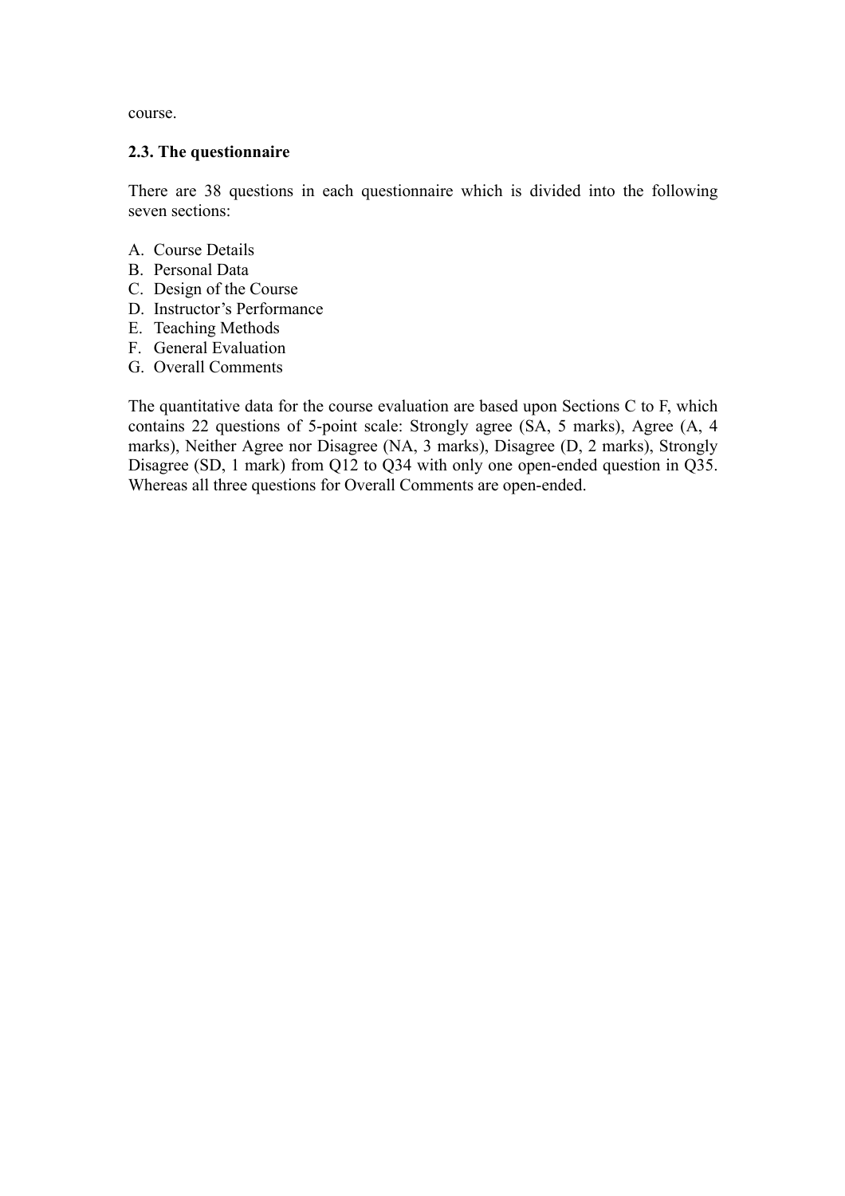course.

### 2.3. The questionnaire

There are 38 questions in each questionnaire which is divided into the following seven sections:

A. Course Details
B. Personal Data
C. Design of the Course
D. Instructor's Performance
E. Teaching Methods
F. General Evaluation
G. Overall Comments

The quantitative data for the course evaluation are based upon Sections C to F, which contains 22 questions of 5-point scale: Strongly agree (SA, 5 marks), Agree (A, 4 marks), Neither Agree nor Disagree (NA, 3 marks), Disagree (D, 2 marks), Strongly Disagree (SD, 1 mark) from Q12 to Q34 with only one open-ended question in Q35. Whereas all three questions for Overall Comments are open-ended.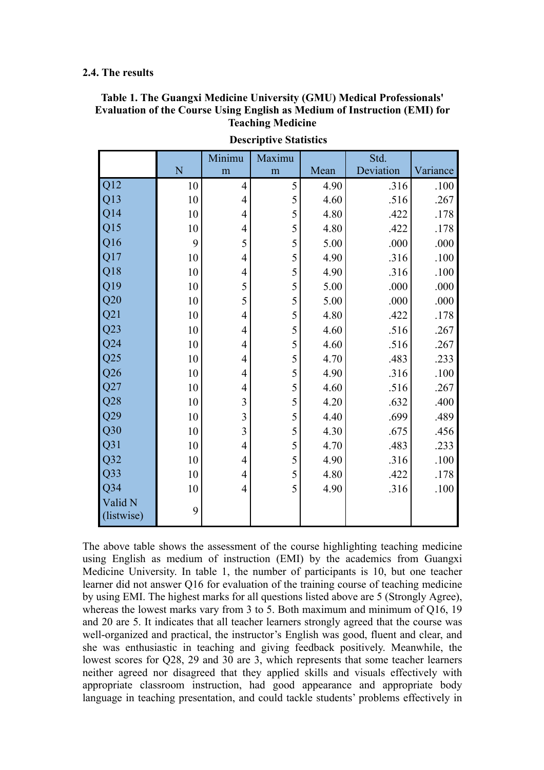**2.4. The results**

**Table 1. The Guangxi Medicine University (GMU) Medical Professionals' Evaluation of the Course Using English as Medium of Instruction (EMI) for Teaching Medicine**

**Descriptive Statistics**

| | N | Minimum | Maximum | Mean | Std. Deviation | Variance |
|---|---|---|---|---|---|---|
| Q12 | 10 | 4 | 5 | 4.90 | .316 | .100 |
| Q13 | 10 | 4 | 5 | 4.60 | .516 | .267 |
| Q14 | 10 | 4 | 5 | 4.80 | .422 | .178 |
| Q15 | 10 | 4 | 5 | 4.80 | .422 | .178 |
| Q16 | 9 | 5 | 5 | 5.00 | .000 | .000 |
| Q17 | 10 | 4 | 5 | 4.90 | .316 | .100 |
| Q18 | 10 | 4 | 5 | 4.90 | .316 | .100 |
| Q19 | 10 | 5 | 5 | 5.00 | .000 | .000 |
| Q20 | 10 | 5 | 5 | 5.00 | .000 | .000 |
| Q21 | 10 | 4 | 5 | 4.80 | .422 | .178 |
| Q23 | 10 | 4 | 5 | 4.60 | .516 | .267 |
| Q24 | 10 | 4 | 5 | 4.60 | .516 | .267 |
| Q25 | 10 | 4 | 5 | 4.70 | .483 | .233 |
| Q26 | 10 | 4 | 5 | 4.90 | .316 | .100 |
| Q27 | 10 | 4 | 5 | 4.60 | .516 | .267 |
| Q28 | 10 | 3 | 5 | 4.20 | .632 | .400 |
| Q29 | 10 | 3 | 5 | 4.40 | .699 | .489 |
| Q30 | 10 | 3 | 5 | 4.30 | .675 | .456 |
| Q31 | 10 | 4 | 5 | 4.70 | .483 | .233 |
| Q32 | 10 | 4 | 5 | 4.90 | .316 | .100 |
| Q33 | 10 | 4 | 5 | 4.80 | .422 | .178 |
| Q34 | 10 | 4 | 5 | 4.90 | .316 | .100 |
| Valid N (listwise) | 9 | | | | | |

The above table shows the assessment of the course highlighting teaching medicine using English as medium of instruction (EMI) by the academics from Guangxi Medicine University. In table 1, the number of participants is 10, but one teacher learner did not answer Q16 for evaluation of the training course of teaching medicine by using EMI. The highest marks for all questions listed above are 5 (Strongly Agree), whereas the lowest marks vary from 3 to 5. Both maximum and minimum of Q16, 19 and 20 are 5. It indicates that all teacher learners strongly agreed that the course was well-organized and practical, the instructor's English was good, fluent and clear, and she was enthusiastic in teaching and giving feedback positively. Meanwhile, the lowest scores for Q28, 29 and 30 are 3, which represents that some teacher learners neither agreed nor disagreed that they applied skills and visuals effectively with appropriate classroom instruction, had good appearance and appropriate body language in teaching presentation, and could tackle students' problems effectively in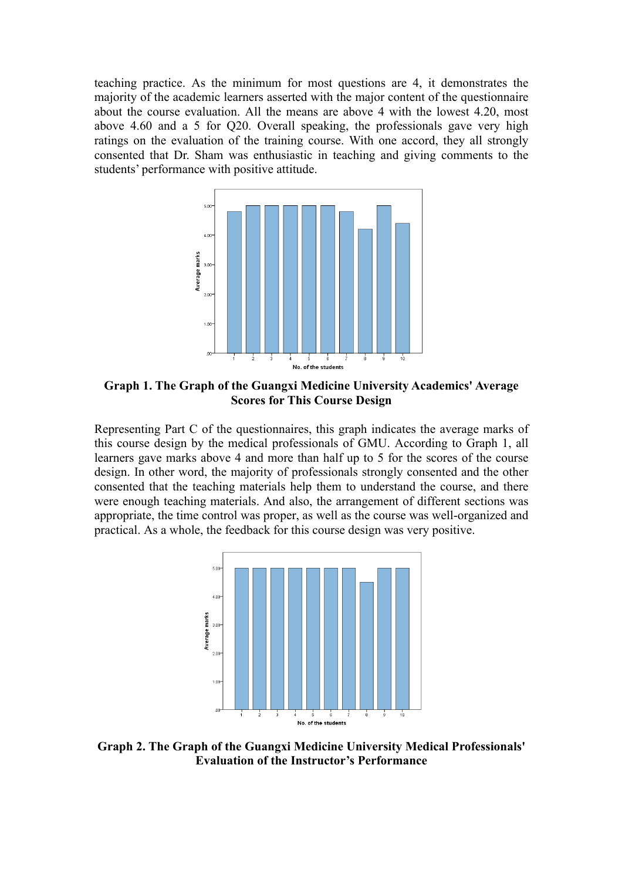teaching practice. As the minimum for most questions are 4, it demonstrates the majority of the academic learners asserted with the major content of the questionnaire about the course evaluation. All the means are above 4 with the lowest 4.20, most above 4.60 and a 5 for Q20. Overall speaking, the professionals gave very high ratings on the evaluation of the training course. With one accord, they all strongly consented that Dr. Sham was enthusiastic in teaching and giving comments to the students' performance with positive attitude.

**Graph 1. The Graph of the Guangxi Medicine University Academics' Average Scores for This Course Design**

Representing Part C of the questionnaires, this graph indicates the average marks of this course design by the medical professionals of GMU. According to Graph 1, all learners gave marks above 4 and more than half up to 5 for the scores of the course design. In other word, the majority of professionals strongly consented and the other consented that the teaching materials help them to understand the course, and there were enough teaching materials. And also, the arrangement of different sections was appropriate, the time control was proper, as well as the course was well-organized and practical. As a whole, the feedback for this course design was very positive.

**Graph 2. The Graph of the Guangxi Medicine University Medical Professionals' Evaluation of the Instructor's Performance**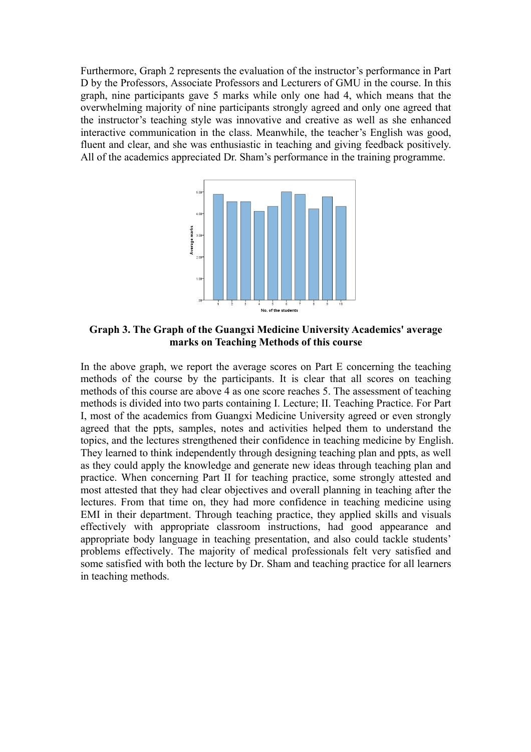Furthermore, Graph 2 represents the evaluation of the instructor's performance in Part D by the Professors, Associate Professors and Lecturers of GMU in the course. In this graph, nine participants gave 5 marks while only one had 4, which means that the overwhelming majority of nine participants strongly agreed and only one agreed that the instructor's teaching style was innovative and creative as well as she enhanced interactive communication in the class. Meanwhile, the teacher's English was good, fluent and clear, and she was enthusiastic in teaching and giving feedback positively. All of the academics appreciated Dr. Sham's performance in the training programme.

**Graph 3. The Graph of the Guangxi Medicine University Academics' average marks on Teaching Methods of this course**

In the above graph, we report the average scores on Part E concerning the teaching methods of the course by the participants. It is clear that all scores on teaching methods of this course are above 4 as one score reaches 5. The assessment of teaching methods is divided into two parts containing I. Lecture; II. Teaching Practice. For Part I, most of the academics from Guangxi Medicine University agreed or even strongly agreed that the ppts, samples, notes and activities helped them to understand the topics, and the lectures strengthened their confidence in teaching medicine by English. They learned to think independently through designing teaching plan and ppts, as well as they could apply the knowledge and generate new ideas through teaching plan and practice. When concerning Part II for teaching practice, some strongly attested and most attested that they had clear objectives and overall planning in teaching after the lectures. From that time on, they had more confidence in teaching medicine using EMI in their department. Through teaching practice, they applied skills and visuals effectively with appropriate classroom instructions, had good appearance and appropriate body language in teaching presentation, and also could tackle students' problems effectively. The majority of medical professionals felt very satisfied and some satisfied with both the lecture by Dr. Sham and teaching practice for all learners in teaching methods.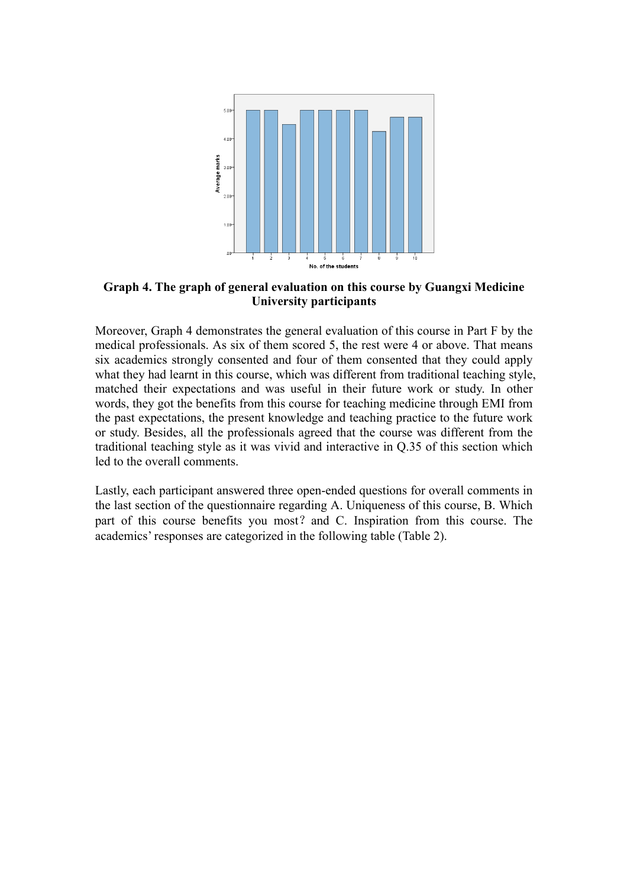**Graph 4. The graph of general evaluation on this course by Guangxi Medicine University participants**

Moreover, Graph 4 demonstrates the general evaluation of this course in Part F by the medical professionals. As six of them scored 5, the rest were 4 or above. That means six academics strongly consented and four of them consented that they could apply what they had learnt in this course, which was different from traditional teaching style, matched their expectations and was useful in their future work or study. In other words, they got the benefits from this course for teaching medicine through EMI from the past expectations, the present knowledge and teaching practice to the future work or study. Besides, all the professionals agreed that the course was different from the traditional teaching style as it was vivid and interactive in Q.35 of this section which led to the overall comments.

Lastly, each participant answered three open-ended questions for overall comments in the last section of the questionnaire regarding A. Uniqueness of this course, B. Which part of this course benefits you most？and C. Inspiration from this course. The academics' responses are categorized in the following table (Table 2).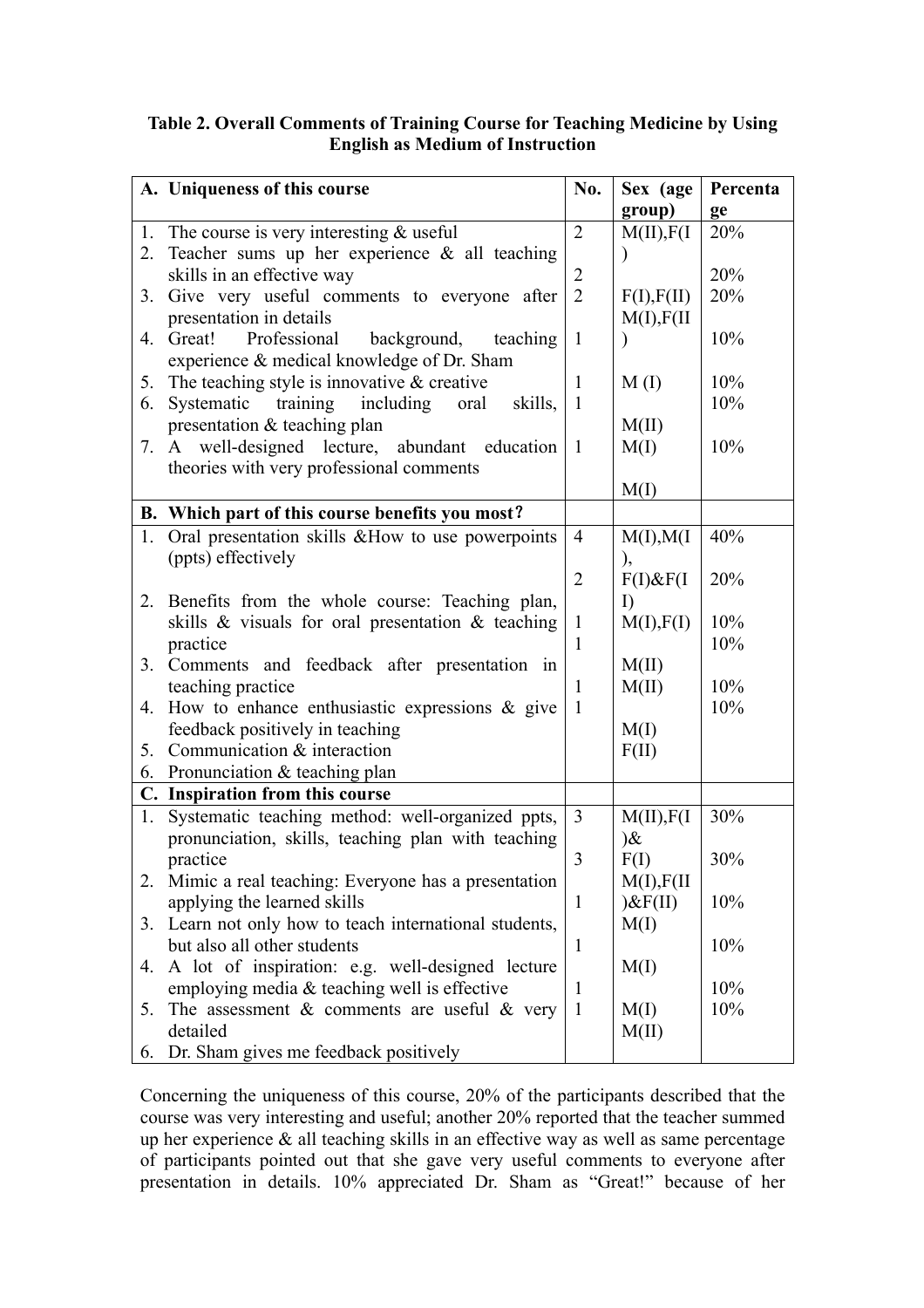**Table 2. Overall Comments of Training Course for Teaching Medicine by Using English as Medium of Instruction**

| A. Uniqueness of this course | No. | Sex (age group) | Percentage |
|---|---|---|---|
| 1. The course is very interesting & useful | 2 | M(II),F(I) | 20% |
| 2. Teacher sums up her experience & all teaching skills in an effective way | 2 | F(I),F(II) | 20% |
| 3. Give very useful comments to everyone after presentation in details | 2 | M(I),F(II) | 20% |
| 4. Great! Professional background, teaching experience & medical knowledge of Dr. Sham | 1 | M (I) | 10% |
| 5. The teaching style is innovative & creative | 1 | M(II) | 10% |
| 6. Systematic training including oral skills, presentation & teaching plan | 1 | M(I) | 10% |
| 7. A well-designed lecture, abundant education theories with very professional comments | 1 | M(I) | 10% |
| **B. Which part of this course benefits you most?** | | | |
| 1. Oral presentation skills &How to use powerpoints (ppts) effectively | 4 | M(I),M(I), F(I)&F(II) | 40% |
| 2. Benefits from the whole course: Teaching plan, skills & visuals for oral presentation & teaching practice | 2 | M(I),F(I) | 20% |
| 3. Comments and feedback after presentation in teaching practice | 1 | M(II) | 10% |
| 4. How to enhance enthusiastic expressions & give feedback positively in teaching | 1 | M(II) | 10% |
| 5. Communication & interaction | 1 | M(I) | 10% |
| 6. Pronunciation & teaching plan | 1 | F(II) | 10% |
| **C. Inspiration from this course** | | | |
| 1. Systematic teaching method: well-organized ppts, pronunciation, skills, teaching plan with teaching practice | 3 | M(II),F(I)& F(I) | 30% |
| 2. Mimic a real teaching: Everyone has a presentation applying the learned skills | 3 | M(I),F(II)&F(II) | 30% |
| 3. Learn not only how to teach international students, but also all other students | 1 | M(I) | 10% |
| 4. A lot of inspiration: e.g. well-designed lecture employing media & teaching well is effective | 1 | M(I) | 10% |
| 5. The assessment & comments are useful & very detailed | 1 | M(I) | 10% |
| 6. Dr. Sham gives me feedback positively | 1 | M(II) | 10% |

Concerning the uniqueness of this course, 20% of the participants described that the course was very interesting and useful; another 20% reported that the teacher summed up her experience & all teaching skills in an effective way as well as same percentage of participants pointed out that she gave very useful comments to everyone after presentation in details. 10% appreciated Dr. Sham as "Great!" because of her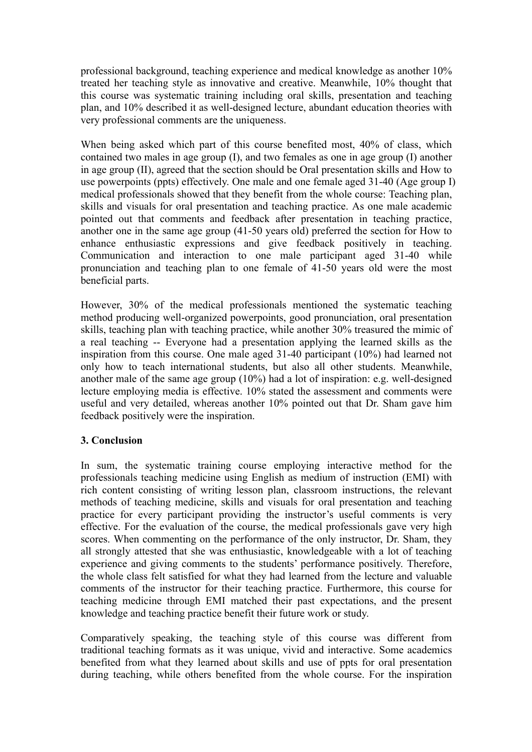professional background, teaching experience and medical knowledge as another 10% treated her teaching style as innovative and creative. Meanwhile, 10% thought that this course was systematic training including oral skills, presentation and teaching plan, and 10% described it as well-designed lecture, abundant education theories with very professional comments are the uniqueness.

When being asked which part of this course benefited most, 40% of class, which contained two males in age group (I), and two females as one in age group (I) another in age group (II), agreed that the section should be Oral presentation skills and How to use powerpoints (ppts) effectively. One male and one female aged 31-40 (Age group I) medical professionals showed that they benefit from the whole course: Teaching plan, skills and visuals for oral presentation and teaching practice. As one male academic pointed out that comments and feedback after presentation in teaching practice, another one in the same age group (41-50 years old) preferred the section for How to enhance enthusiastic expressions and give feedback positively in teaching. Communication and interaction to one male participant aged 31-40 while pronunciation and teaching plan to one female of 41-50 years old were the most beneficial parts.

However, 30% of the medical professionals mentioned the systematic teaching method producing well-organized powerpoints, good pronunciation, oral presentation skills, teaching plan with teaching practice, while another 30% treasured the mimic of a real teaching -- Everyone had a presentation applying the learned skills as the inspiration from this course. One male aged 31-40 participant (10%) had learned not only how to teach international students, but also all other students. Meanwhile, another male of the same age group (10%) had a lot of inspiration: e.g. well-designed lecture employing media is effective. 10% stated the assessment and comments were useful and very detailed, whereas another 10% pointed out that Dr. Sham gave him feedback positively were the inspiration.

### 3. Conclusion

In sum, the systematic training course employing interactive method for the professionals teaching medicine using English as medium of instruction (EMI) with rich content consisting of writing lesson plan, classroom instructions, the relevant methods of teaching medicine, skills and visuals for oral presentation and teaching practice for every participant providing the instructor's useful comments is very effective. For the evaluation of the course, the medical professionals gave very high scores. When commenting on the performance of the only instructor, Dr. Sham, they all strongly attested that she was enthusiastic, knowledgeable with a lot of teaching experience and giving comments to the students' performance positively. Therefore, the whole class felt satisfied for what they had learned from the lecture and valuable comments of the instructor for their teaching practice. Furthermore, this course for teaching medicine through EMI matched their past expectations, and the present knowledge and teaching practice benefit their future work or study.

Comparatively speaking, the teaching style of this course was different from traditional teaching formats as it was unique, vivid and interactive. Some academics benefited from what they learned about skills and use of ppts for oral presentation during teaching, while others benefited from the whole course. For the inspiration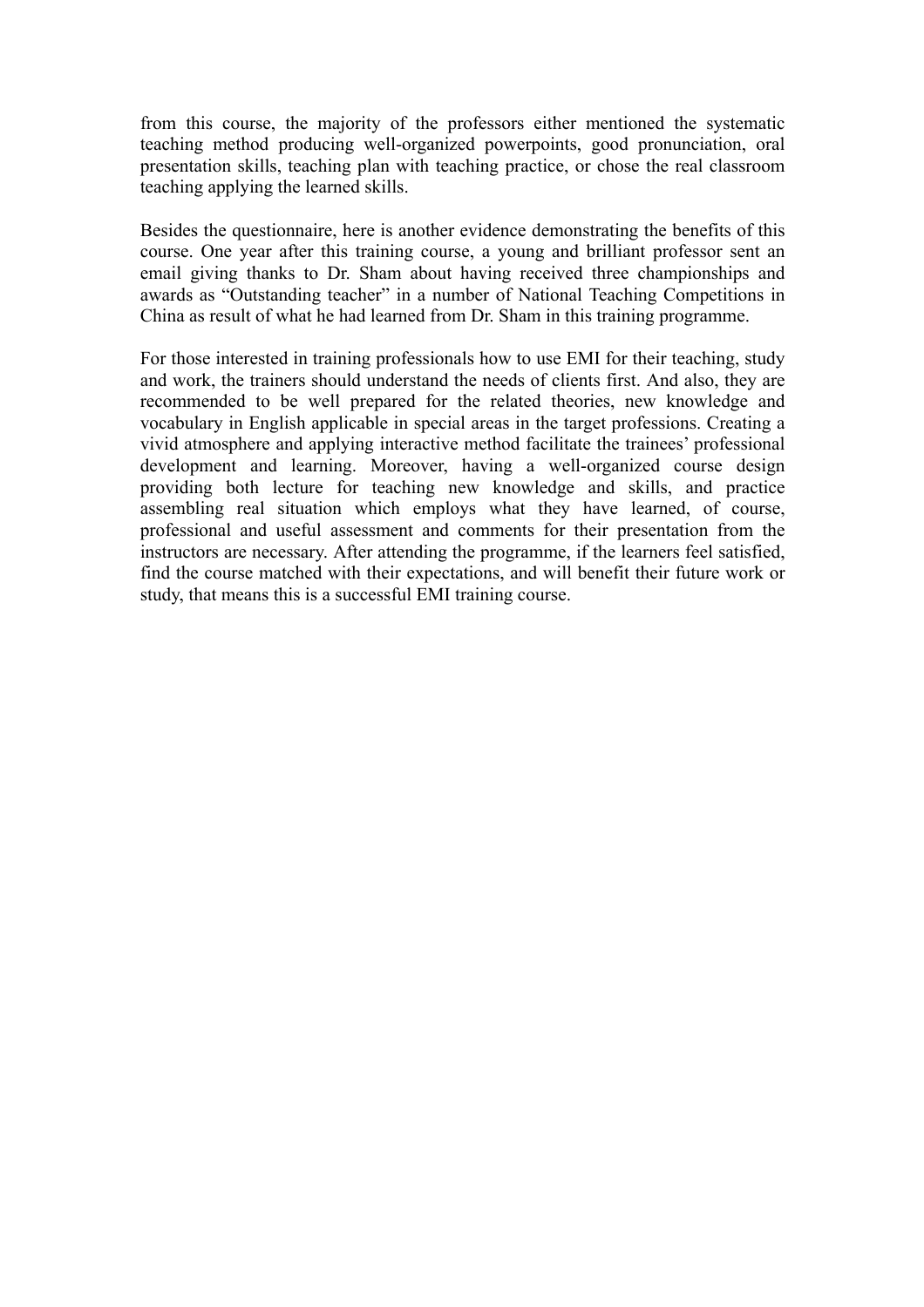from this course, the majority of the professors either mentioned the systematic teaching method producing well-organized powerpoints, good pronunciation, oral presentation skills, teaching plan with teaching practice, or chose the real classroom teaching applying the learned skills.

Besides the questionnaire, here is another evidence demonstrating the benefits of this course. One year after this training course, a young and brilliant professor sent an email giving thanks to Dr. Sham about having received three championships and awards as "Outstanding teacher" in a number of National Teaching Competitions in China as result of what he had learned from Dr. Sham in this training programme.

For those interested in training professionals how to use EMI for their teaching, study and work, the trainers should understand the needs of clients first. And also, they are recommended to be well prepared for the related theories, new knowledge and vocabulary in English applicable in special areas in the target professions. Creating a vivid atmosphere and applying interactive method facilitate the trainees' professional development and learning. Moreover, having a well-organized course design providing both lecture for teaching new knowledge and skills, and practice assembling real situation which employs what they have learned, of course, professional and useful assessment and comments for their presentation from the instructors are necessary. After attending the programme, if the learners feel satisfied, find the course matched with their expectations, and will benefit their future work or study, that means this is a successful EMI training course.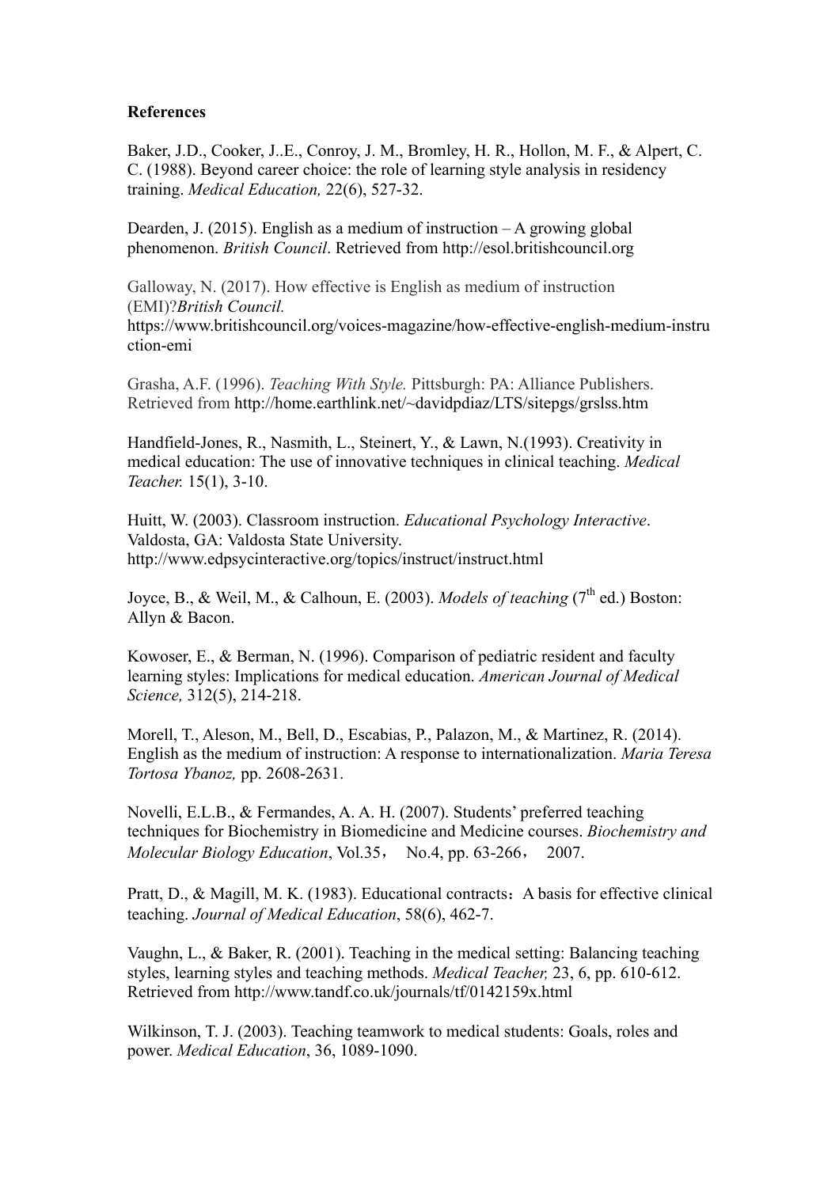**References**

Baker, J.D., Cooker, J..E., Conroy, J. M., Bromley, H. R., Hollon, M. F., & Alpert, C. C. (1988). Beyond career choice: the role of learning style analysis in residency training. *Medical Education,* 22(6), 527-32.

Dearden, J. (2015). English as a medium of instruction – A growing global phenomenon. *British Council*. Retrieved from http://esol.britishcouncil.org

Galloway, N. (2017). How effective is English as medium of instruction (EMI)?*British Council.* https://www.britishcouncil.org/voices-magazine/how-effective-english-medium-instruction-emi

Grasha, A.F. (1996). *Teaching With Style.* Pittsburgh: PA: Alliance Publishers. Retrieved from http://home.earthlink.net/~davidpdiaz/LTS/sitepgs/grslss.htm

Handfield-Jones, R., Nasmith, L., Steinert, Y., & Lawn, N.(1993). Creativity in medical education: The use of innovative techniques in clinical teaching. *Medical Teacher.* 15(1), 3-10.

Huitt, W. (2003). Classroom instruction. *Educational Psychology Interactive*. Valdosta, GA: Valdosta State University. http://www.edpsycinteractive.org/topics/instruct/instruct.html

Joyce, B., & Weil, M., & Calhoun, E. (2003). *Models of teaching* (7th ed.) Boston: Allyn & Bacon.

Kowoser, E., & Berman, N. (1996). Comparison of pediatric resident and faculty learning styles: Implications for medical education. *American Journal of Medical Science,* 312(5), 214-218.

Morell, T., Aleson, M., Bell, D., Escabias, P., Palazon, M., & Martinez, R. (2014). English as the medium of instruction: A response to internationalization. *Maria Teresa Tortosa Ybanoz,* pp. 2608-2631.

Novelli, E.L.B., & Fermandes, A. A. H. (2007). Students' preferred teaching techniques for Biochemistry in Biomedicine and Medicine courses. *Biochemistry and Molecular Biology Education*, Vol.35， No.4, pp. 63-266， 2007.

Pratt, D., & Magill, M. K. (1983). Educational contracts：A basis for effective clinical teaching. *Journal of Medical Education*, 58(6), 462-7.

Vaughn, L., & Baker, R. (2001). Teaching in the medical setting: Balancing teaching styles, learning styles and teaching methods. *Medical Teacher,* 23, 6, pp. 610-612. Retrieved from http://www.tandf.co.uk/journals/tf/0142159x.html

Wilkinson, T. J. (2003). Teaching teamwork to medical students: Goals, roles and power. *Medical Education*, 36, 1089-1090.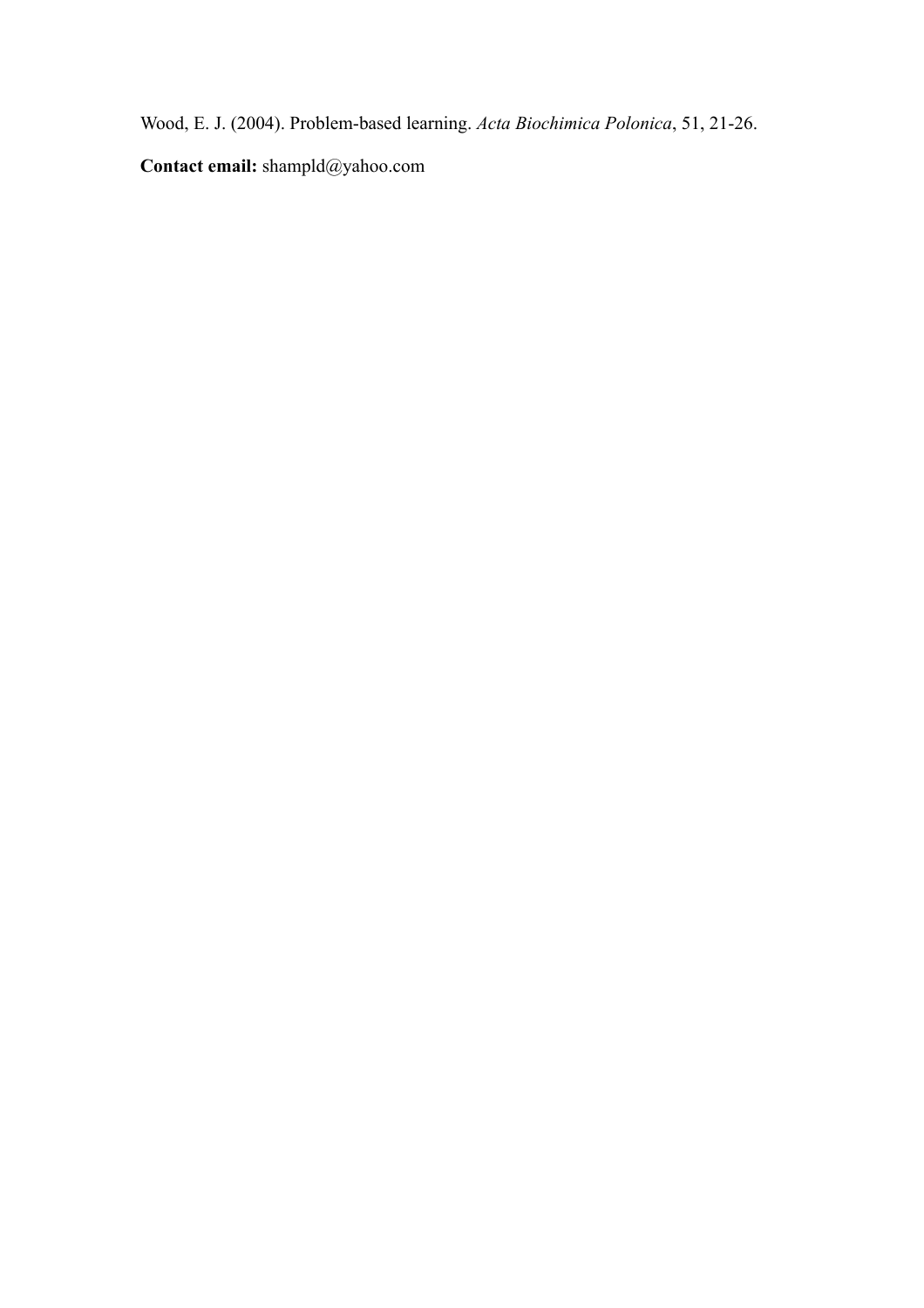Wood, E. J. (2004). Problem-based learning. *Acta Biochimica Polonica*, 51, 21-26.

**Contact email:** shampld@yahoo.com